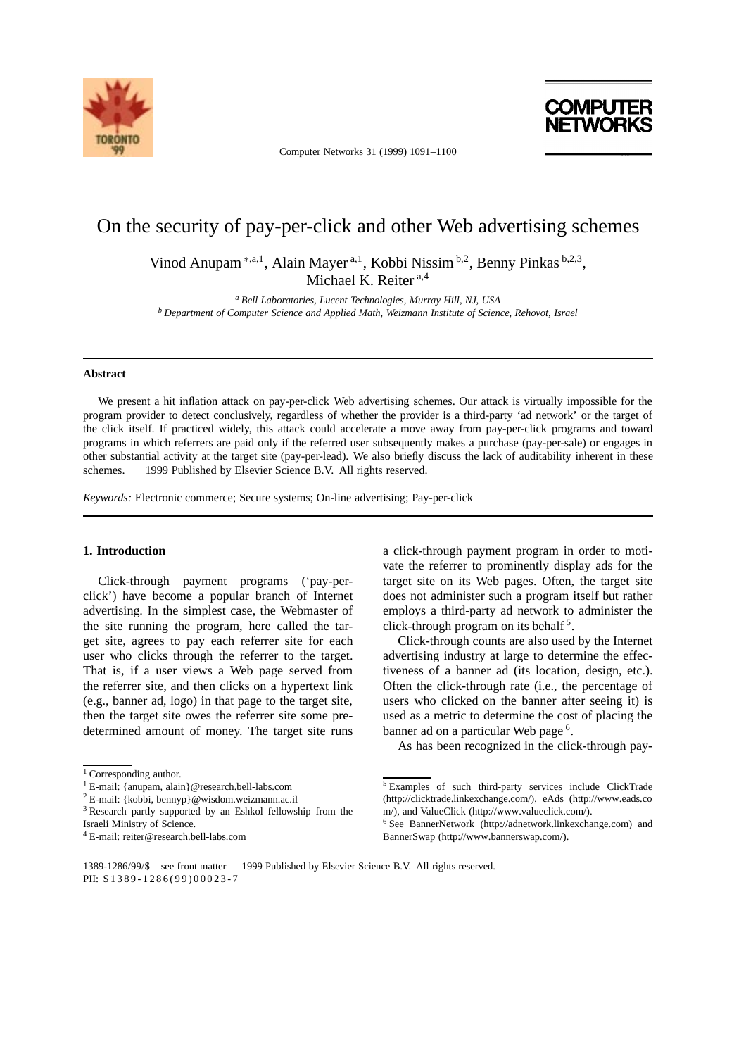# On the security of pay-per-click and other Web advertising schemes

Vinod Anupam [*,a,1], Alain Mayer [a,1], Kobbi Nissim [b,2], Benny Pinkas [b,2,3], Michael K. Reiter [a,4]

[a] *Bell Laboratories, Lucent Technologies, Murray Hill, NJ, USA*
[b] *Department of Computer Science and Applied Math, Weizmann Institute of Science, Rehovot, Israel*

## Abstract

We present a hit inflation attack on pay-per-click Web advertising schemes. Our attack is virtually impossible for the program provider to detect conclusively, regardless of whether the provider is a third-party 'ad network' or the target of the click itself. If practiced widely, this attack could accelerate a move away from pay-per-click programs and toward programs in which referrers are paid only if the referred user subsequently makes a purchase (pay-per-sale) or engages in other substantial activity at the target site (pay-per-lead). We also briefly discuss the lack of auditability inherent in these schemes. © 1999 Published by Elsevier Science B.V. All rights reserved.

*Keywords:* Electronic commerce; Secure systems; On-line advertising; Pay-per-click

## 1. Introduction

Click-through payment programs ('pay-per-click') have become a popular branch of Internet advertising. In the simplest case, the Webmaster of the site running the program, here called the target site, agrees to pay each referrer site for each user who clicks through the referrer to the target. That is, if a user views a Web page served from the referrer site, and then clicks on a hypertext link (e.g., banner ad, logo) in that page to the target site, then the target site owes the referrer site some predetermined amount of money. The target site runs a click-through payment program in order to motivate the referrer to prominently display ads for the target site on its Web pages. Often, the target site does not administer such a program itself but rather employs a third-party ad network to administer the click-through program on its behalf [5].

Click-through counts are also used by the Internet advertising industry at large to determine the effectiveness of a banner ad (its location, design, etc.). Often the click-through rate (i.e., the percentage of users who clicked on the banner after seeing it) is used as a metric to determine the cost of placing the banner ad on a particular Web page [6].

As has been recognized in the click-through pay-

---

[*] Corresponding author.

[1] E-mail: {anupam, alain}@research.bell-labs.com

[2] E-mail: {kobbi, bennyp}@wisdom.weizmann.ac.il

[3] Research partly supported by an Eshkol fellowship from the Israeli Ministry of Science.

[4] E-mail: reiter@research.bell-labs.com

[5] Examples of such third-party services include ClickTrade (http://clicktrade.linkexchange.com/), eAds (http://www.eads.com/), and ValueClick (http://www.valueclick.com/).

[6] See BannerNetwork (http://adnetwork.linkexchange.com) and BannerSwap (http://www.bannerswap.com/).

1389-1286/99/$ – see front matter © 1999 Published by Elsevier Science B.V. All rights reserved.
PII: S1389-1286(99)00023-7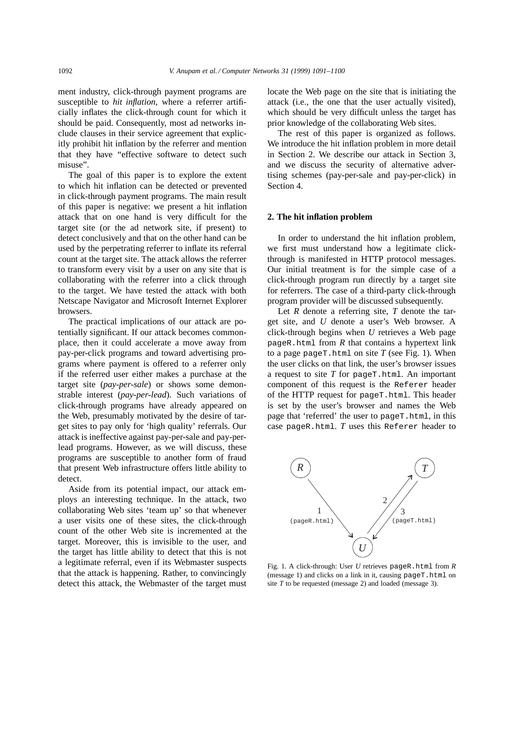ment industry, click-through payment programs are susceptible to *hit inflation*, where a referrer artificially inflates the click-through count for which it should be paid. Consequently, most ad networks include clauses in their service agreement that explicitly prohibit hit inflation by the referrer and mention that they have "effective software to detect such misuse".

The goal of this paper is to explore the extent to which hit inflation can be detected or prevented in click-through payment programs. The main result of this paper is negative: we present a hit inflation attack that on one hand is very difficult for the target site (or the ad network site, if present) to detect conclusively and that on the other hand can be used by the perpetrating referrer to inflate its referral count at the target site. The attack allows the referrer to transform every visit by a user on any site that is collaborating with the referrer into a click through to the target. We have tested the attack with both Netscape Navigator and Microsoft Internet Explorer browsers.

The practical implications of our attack are potentially significant. If our attack becomes commonplace, then it could accelerate a move away from pay-per-click programs and toward advertising programs where payment is offered to a referrer only if the referred user either makes a purchase at the target site (*pay-per-sale*) or shows some demonstrable interest (*pay-per-lead*). Such variations of click-through programs have already appeared on the Web, presumably motivated by the desire of target sites to pay only for 'high quality' referrals. Our attack is ineffective against pay-per-sale and pay-per-lead programs. However, as we will discuss, these programs are susceptible to another form of fraud that present Web infrastructure offers little ability to detect.

Aside from its potential impact, our attack employs an interesting technique. In the attack, two collaborating Web sites 'team up' so that whenever a user visits one of these sites, the click-through count of the other Web site is incremented at the target. Moreover, this is invisible to the user, and the target has little ability to detect that this is not a legitimate referral, even if its Webmaster suspects that the attack is happening. Rather, to convincingly detect this attack, the Webmaster of the target must locate the Web page on the site that is initiating the attack (i.e., the one that the user actually visited), which should be very difficult unless the target has prior knowledge of the collaborating Web sites.

The rest of this paper is organized as follows. We introduce the hit inflation problem in more detail in Section 2. We describe our attack in Section 3, and we discuss the security of alternative advertising schemes (pay-per-sale and pay-per-click) in Section 4.

## 2. The hit inflation problem

In order to understand the hit inflation problem, we first must understand how a legitimate click-through is manifested in HTTP protocol messages. Our initial treatment is for the simple case of a click-through program run directly by a target site for referrers. The case of a third-party click-through program provider will be discussed subsequently.

Let $R$ denote a referring site, $T$ denote the target site, and $U$ denote a user's Web browser. A click-through begins when $U$ retrieves a Web page `pageR.html` from $R$ that contains a hypertext link to a page `pageT.html` on site $T$ (see Fig. 1). When the user clicks on that link, the user's browser issues a request to site $T$ for `pageT.html`. An important component of this request is the `Referer` header of the HTTP request for `pageT.html`. This header is set by the user's browser and names the Web page that 'referred' the user to `pageT.html`, in this case `pageR.html`. $T$ uses this `Referer` header to

R
T
U
1
(pageR.html)
2
3
(pageT.html)

Fig. 1. A click-through: User $U$ retrieves `pageR.html` from $R$ (message 1) and clicks on a link in it, causing `pageT.html` on site $T$ to be requested (message 2) and loaded (message 3).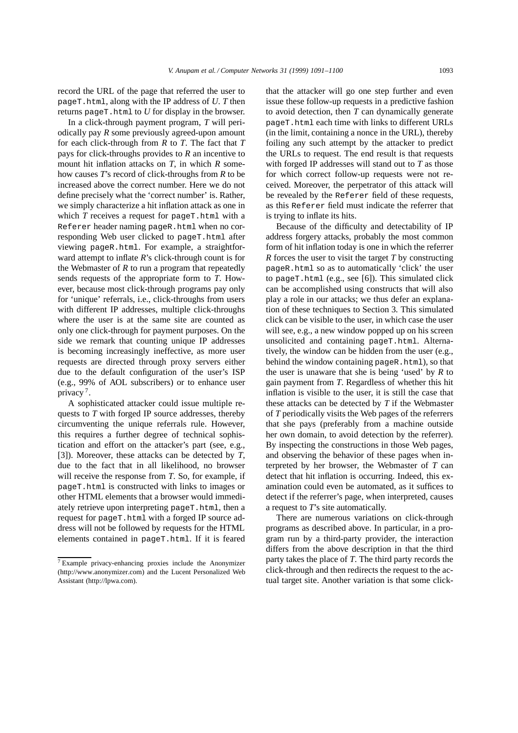record the URL of the page that referred the user to `pageT.html`, along with the IP address of *U*. *T* then returns `pageT.html` to *U* for display in the browser.

In a click-through payment program, *T* will periodically pay *R* some previously agreed-upon amount for each click-through from *R* to *T*. The fact that *T* pays for click-throughs provides to *R* an incentive to mount hit inflation attacks on *T*, in which *R* somehow causes *T*'s record of click-throughs from *R* to be increased above the correct number. Here we do not define precisely what the 'correct number' is. Rather, we simply characterize a hit inflation attack as one in which *T* receives a request for `pageT.html` with a `Referer` header naming `pageR.html` when no corresponding Web user clicked to `pageT.html` after viewing `pageR.html`. For example, a straightforward attempt to inflate *R*'s click-through count is for the Webmaster of *R* to run a program that repeatedly sends requests of the appropriate form to *T*. However, because most click-through programs pay only for 'unique' referrals, i.e., click-throughs from users with different IP addresses, multiple click-throughs where the user is at the same site are counted as only one click-through for payment purposes. On the side we remark that counting unique IP addresses is becoming increasingly ineffective, as more user requests are directed through proxy servers either due to the default configuration of the user's ISP (e.g., 99% of AOL subscribers) or to enhance user privacy [7].

A sophisticated attacker could issue multiple requests to *T* with forged IP source addresses, thereby circumventing the unique referrals rule. However, this requires a further degree of technical sophistication and effort on the attacker's part (see, e.g., [3]). Moreover, these attacks can be detected by *T*, due to the fact that in all likelihood, no browser will receive the response from *T*. So, for example, if `pageT.html` is constructed with links to images or other HTML elements that a browser would immediately retrieve upon interpreting `pageT.html`, then a request for `pageT.html` with a forged IP source address will not be followed by requests for the HTML elements contained in `pageT.html`. If it is feared that the attacker will go one step further and even issue these follow-up requests in a predictive fashion to avoid detection, then *T* can dynamically generate `pageT.html` each time with links to different URLs (in the limit, containing a nonce in the URL), thereby foiling any such attempt by the attacker to predict the URLs to request. The end result is that requests with forged IP addresses will stand out to *T* as those for which correct follow-up requests were not received. Moreover, the perpetrator of this attack will be revealed by the `Referer` field of these requests, as this `Referer` field must indicate the referrer that is trying to inflate its hits.

Because of the difficulty and detectability of IP address forgery attacks, probably the most common form of hit inflation today is one in which the referrer *R* forces the user to visit the target *T* by constructing `pageR.html` so as to automatically 'click' the user to `pageT.html` (e.g., see [6]). This simulated click can be accomplished using constructs that will also play a role in our attacks; we thus defer an explanation of these techniques to Section 3. This simulated click can be visible to the user, in which case the user will see, e.g., a new window popped up on his screen unsolicited and containing `pageT.html`. Alternatively, the window can be hidden from the user (e.g., behind the window containing `pageR.html`), so that the user is unaware that she is being 'used' by *R* to gain payment from *T*. Regardless of whether this hit inflation is visible to the user, it is still the case that these attacks can be detected by *T* if the Webmaster of *T* periodically visits the Web pages of the referrers that she pays (preferably from a machine outside her own domain, to avoid detection by the referrer). By inspecting the constructions in those Web pages, and observing the behavior of these pages when interpreted by her browser, the Webmaster of *T* can detect that hit inflation is occurring. Indeed, this examination could even be automated, as it suffices to detect if the referrer's page, when interpreted, causes a request to *T*'s site automatically.

There are numerous variations on click-through programs as described above. In particular, in a program run by a third-party provider, the interaction differs from the above description in that the third party takes the place of *T*. The third party records the click-through and then redirects the request to the actual target site. Another variation is that some click-

[7] Example privacy-enhancing proxies include the Anonymizer (http://www.anonymizer.com) and the Lucent Personalized Web Assistant (http://lpwa.com).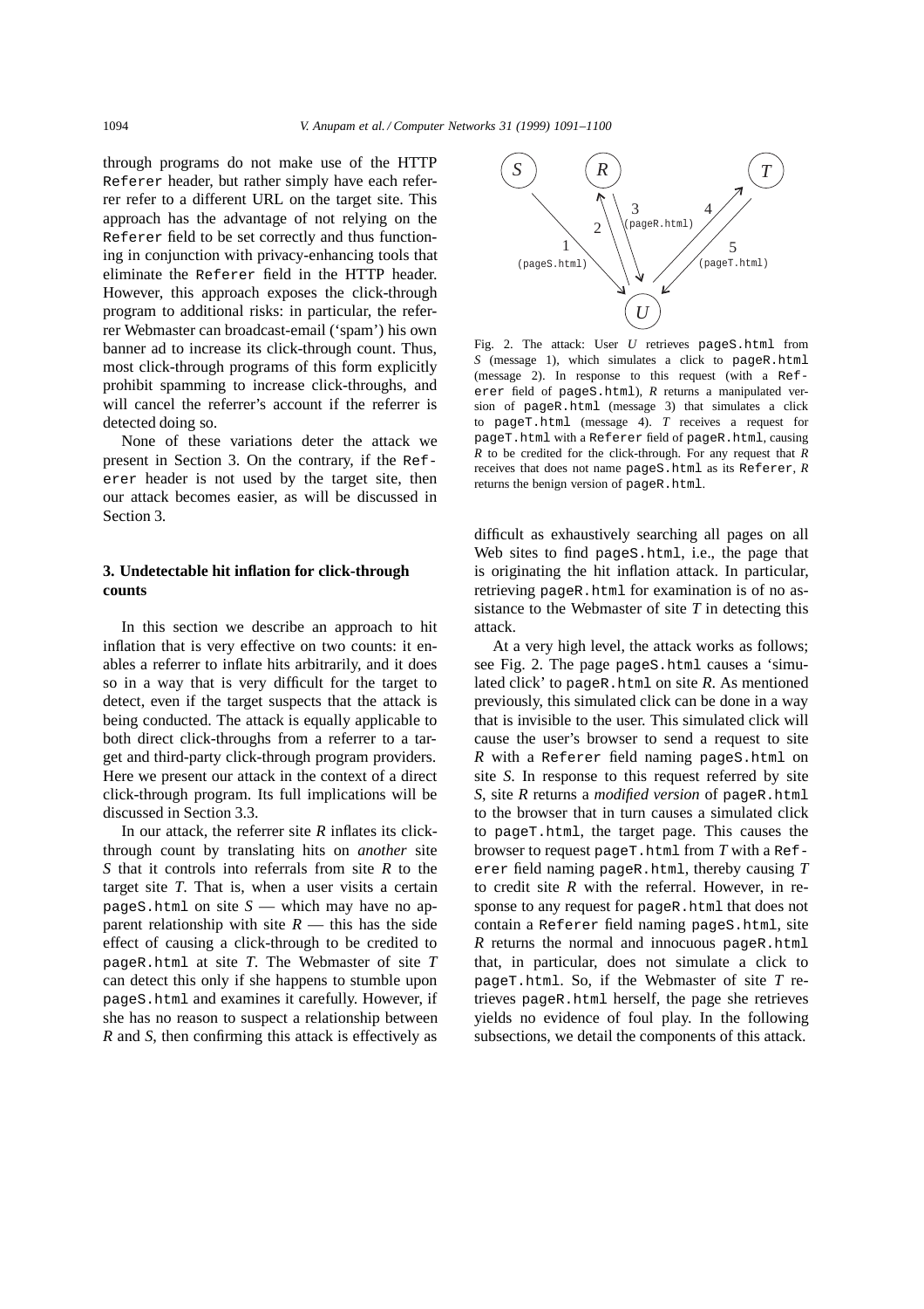through programs do not make use of the HTTP Referer header, but rather simply have each referrer refer to a different URL on the target site. This approach has the advantage of not relying on the Referer field to be set correctly and thus functioning in conjunction with privacy-enhancing tools that eliminate the Referer field in the HTTP header. However, this approach exposes the click-through program to additional risks: in particular, the referrer Webmaster can broadcast-email ('spam') his own banner ad to increase its click-through count. Thus, most click-through programs of this form explicitly prohibit spamming to increase click-throughs, and will cancel the referrer's account if the referrer is detected doing so.

None of these variations deter the attack we present in Section 3. On the contrary, if the Referer header is not used by the target site, then our attack becomes easier, as will be discussed in Section 3.

## 3. Undetectable hit inflation for click-through counts

In this section we describe an approach to hit inflation that is very effective on two counts: it enables a referrer to inflate hits arbitrarily, and it does so in a way that is very difficult for the target to detect, even if the target suspects that the attack is being conducted. The attack is equally applicable to both direct click-throughs from a referrer to a target and third-party click-through program providers. Here we present our attack in the context of a direct click-through program. Its full implications will be discussed in Section 3.3.

In our attack, the referrer site *R* inflates its click-through count by translating hits on *another* site *S* that it controls into referrals from site *R* to the target site *T*. That is, when a user visits a certain pageS.html on site *S* — which may have no apparent relationship with site *R* — this has the side effect of causing a click-through to be credited to pageR.html at site *T*. The Webmaster of site *T* can detect this only if she happens to stumble upon pageS.html and examines it carefully. However, if she has no reason to suspect a relationship between *R* and *S*, then confirming this attack is effectively as difficult as exhaustively searching all pages on all Web sites to find pageS.html, i.e., the page that is originating the hit inflation attack. In particular, retrieving pageR.html for examination is of no assistance to the Webmaster of site *T* in detecting this attack.

S
R
T
U
1
(pageS.html)
2
3
(pageR.html)
4
5
(pageT.html)

Fig. 2. The attack: User *U* retrieves pageS.html from *S* (message 1), which simulates a click to pageR.html (message 2). In response to this request (with a Referer field of pageS.html), *R* returns a manipulated version of pageR.html (message 3) that simulates a click to pageT.html (message 4). *T* receives a request for pageT.html with a Referer field of pageR.html, causing *R* to be credited for the click-through. For any request that *R* receives that does not name pageS.html as its Referer, *R* returns the benign version of pageR.html.

At a very high level, the attack works as follows; see Fig. 2. The page pageS.html causes a 'simulated click' to pageR.html on site *R*. As mentioned previously, this simulated click can be done in a way that is invisible to the user. This simulated click will cause the user's browser to send a request to site *R* with a Referer field naming pageS.html on site *S*. In response to this request referred by site *S*, site *R* returns a *modified version* of pageR.html to the browser that in turn causes a simulated click to pageT.html, the target page. This causes the browser to request pageT.html from *T* with a Referer field naming pageR.html, thereby causing *T* to credit site *R* with the referral. However, in response to any request for pageR.html that does not contain a Referer field naming pageS.html, site *R* returns the normal and innocuous pageR.html that, in particular, does not simulate a click to pageT.html. So, if the Webmaster of site *T* retrieves pageR.html herself, the page she retrieves yields no evidence of foul play. In the following subsections, we detail the components of this attack.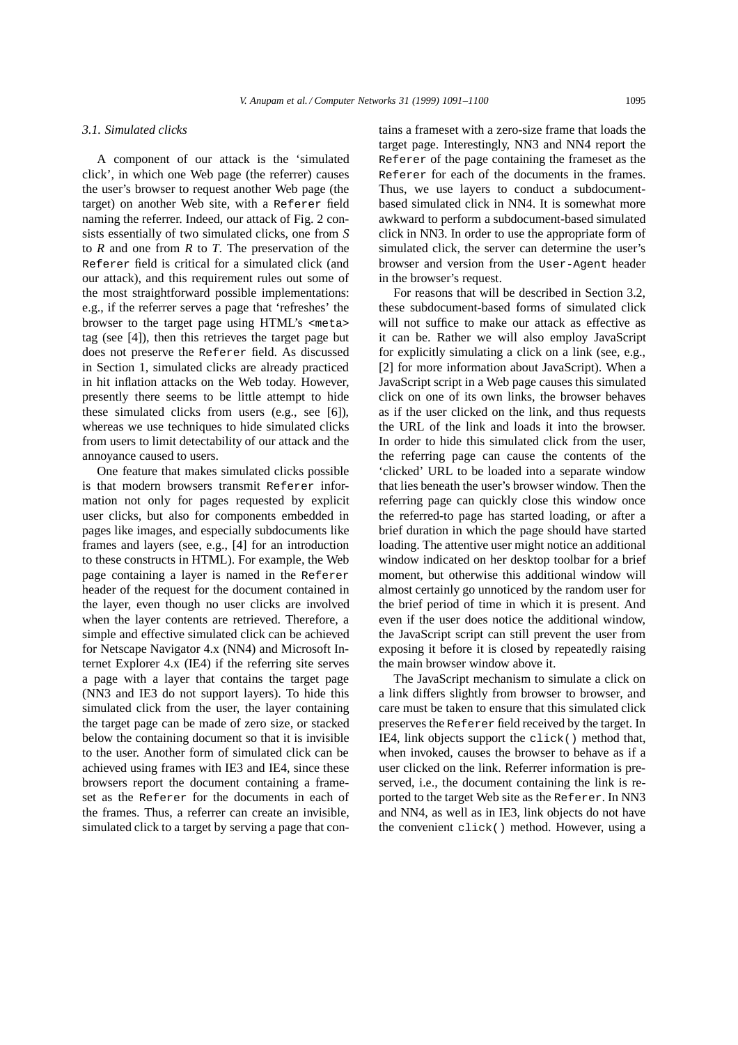### 3.1. Simulated clicks

A component of our attack is the 'simulated click', in which one Web page (the referrer) causes the user's browser to request another Web page (the target) on another Web site, with a `Referer` field naming the referrer. Indeed, our attack of Fig. 2 consists essentially of two simulated clicks, one from *S* to *R* and one from *R* to *T*. The preservation of the `Referer` field is critical for a simulated click (and our attack), and this requirement rules out some of the most straightforward possible implementations: e.g., if the referrer serves a page that 'refreshes' the browser to the target page using HTML's `<meta>` tag (see [4]), then this retrieves the target page but does not preserve the `Referer` field. As discussed in Section 1, simulated clicks are already practiced in hit inflation attacks on the Web today. However, presently there seems to be little attempt to hide these simulated clicks from users (e.g., see [6]), whereas we use techniques to hide simulated clicks from users to limit detectability of our attack and the annoyance caused to users.

One feature that makes simulated clicks possible is that modern browsers transmit `Referer` information not only for pages requested by explicit user clicks, but also for components embedded in pages like images, and especially subdocuments like frames and layers (see, e.g., [4] for an introduction to these constructs in HTML). For example, the Web page containing a layer is named in the `Referer` header of the request for the document contained in the layer, even though no user clicks are involved when the layer contents are retrieved. Therefore, a simple and effective simulated click can be achieved for Netscape Navigator 4.x (NN4) and Microsoft Internet Explorer 4.x (IE4) if the referring site serves a page with a layer that contains the target page (NN3 and IE3 do not support layers). To hide this simulated click from the user, the layer containing the target page can be made of zero size, or stacked below the containing document so that it is invisible to the user. Another form of simulated click can be achieved using frames with IE3 and IE4, since these browsers report the document containing a frameset as the `Referer` for the documents in each of the frames. Thus, a referrer can create an invisible, simulated click to a target by serving a page that contains a frameset with a zero-size frame that loads the target page. Interestingly, NN3 and NN4 report the `Referer` of the page containing the frameset as the `Referer` for each of the documents in the frames. Thus, we use layers to conduct a subdocument-based simulated click in NN4. It is somewhat more awkward to perform a subdocument-based simulated click in NN3. In order to use the appropriate form of simulated click, the server can determine the user's browser and version from the `User-Agent` header in the browser's request.

For reasons that will be described in Section 3.2, these subdocument-based forms of simulated click will not suffice to make our attack as effective as it can be. Rather we will also employ JavaScript for explicitly simulating a click on a link (see, e.g., [2] for more information about JavaScript). When a JavaScript script in a Web page causes this simulated click on one of its own links, the browser behaves as if the user clicked on the link, and thus requests the URL of the link and loads it into the browser. In order to hide this simulated click from the user, the referring page can cause the contents of the 'clicked' URL to be loaded into a separate window that lies beneath the user's browser window. Then the referring page can quickly close this window once the referred-to page has started loading, or after a brief duration in which the page should have started loading. The attentive user might notice an additional window indicated on her desktop toolbar for a brief moment, but otherwise this additional window will almost certainly go unnoticed by the random user for the brief period of time in which it is present. And even if the user does notice the additional window, the JavaScript script can still prevent the user from exposing it before it is closed by repeatedly raising the main browser window above it.

The JavaScript mechanism to simulate a click on a link differs slightly from browser to browser, and care must be taken to ensure that this simulated click preserves the `Referer` field received by the target. In IE4, link objects support the `click()` method that, when invoked, causes the browser to behave as if a user clicked on the link. Referrer information is preserved, i.e., the document containing the link is reported to the target Web site as the `Referer`. In NN3 and NN4, as well as in IE3, link objects do not have the convenient `click()` method. However, using a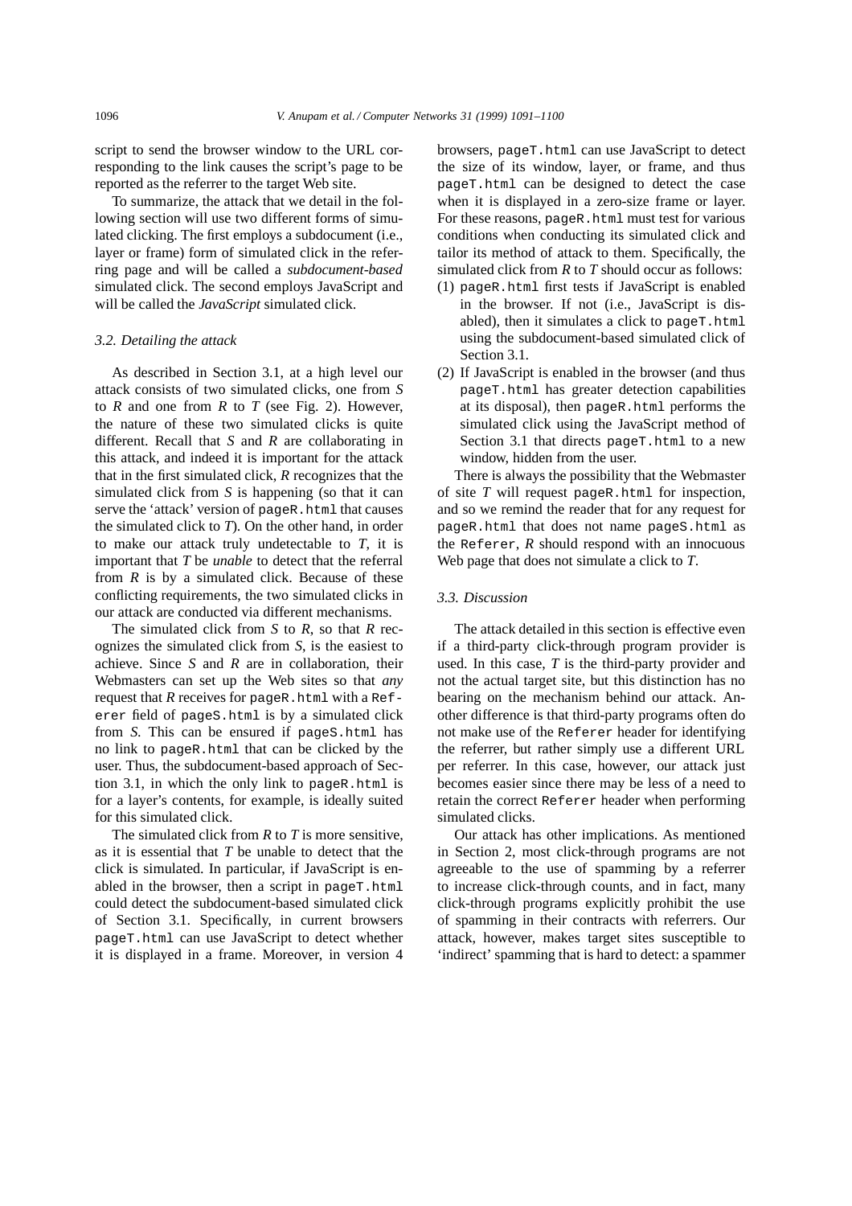script to send the browser window to the URL corresponding to the link causes the script's page to be reported as the referrer to the target Web site.

To summarize, the attack that we detail in the following section will use two different forms of simulated clicking. The first employs a subdocument (i.e., layer or frame) form of simulated click in the referring page and will be called a *subdocument-based* simulated click. The second employs JavaScript and will be called the *JavaScript* simulated click.

### 3.2. Detailing the attack

As described in Section 3.1, at a high level our attack consists of two simulated clicks, one from *S* to *R* and one from *R* to *T* (see Fig. 2). However, the nature of these two simulated clicks is quite different. Recall that *S* and *R* are collaborating in this attack, and indeed it is important for the attack that in the first simulated click, *R* recognizes that the simulated click from *S* is happening (so that it can serve the 'attack' version of `pageR.html` that causes the simulated click to *T*). On the other hand, in order to make our attack truly undetectable to *T*, it is important that *T* be *unable* to detect that the referral from *R* is by a simulated click. Because of these conflicting requirements, the two simulated clicks in our attack are conducted via different mechanisms.

The simulated click from *S* to *R*, so that *R* recognizes the simulated click from *S*, is the easiest to achieve. Since *S* and *R* are in collaboration, their Webmasters can set up the Web sites so that *any* request that *R* receives for `pageR.html` with a `Referer` field of `pageS.html` is by a simulated click from *S*. This can be ensured if `pageS.html` has no link to `pageR.html` that can be clicked by the user. Thus, the subdocument-based approach of Section 3.1, in which the only link to `pageR.html` is for a layer's contents, for example, is ideally suited for this simulated click.

The simulated click from *R* to *T* is more sensitive, as it is essential that *T* be unable to detect that the click is simulated. In particular, if JavaScript is enabled in the browser, then a script in `pageT.html` could detect the subdocument-based simulated click of Section 3.1. Specifically, in current browsers `pageT.html` can use JavaScript to detect whether it is displayed in a frame. Moreover, in version 4 browsers, `pageT.html` can use JavaScript to detect the size of its window, layer, or frame, and thus `pageT.html` can be designed to detect the case when it is displayed in a zero-size frame or layer. For these reasons, `pageR.html` must test for various conditions when conducting its simulated click and tailor its method of attack to them. Specifically, the simulated click from *R* to *T* should occur as follows:

(1) `pageR.html` first tests if JavaScript is enabled in the browser. If not (i.e., JavaScript is disabled), then it simulates a click to `pageT.html` using the subdocument-based simulated click of Section 3.1.

(2) If JavaScript is enabled in the browser (and thus `pageT.html` has greater detection capabilities at its disposal), then `pageR.html` performs the simulated click using the JavaScript method of Section 3.1 that directs `pageT.html` to a new window, hidden from the user.

There is always the possibility that the Webmaster of site *T* will request `pageR.html` for inspection, and so we remind the reader that for any request for `pageR.html` that does not name `pageS.html` as the `Referer`, *R* should respond with an innocuous Web page that does not simulate a click to *T*.

### 3.3. Discussion

The attack detailed in this section is effective even if a third-party click-through program provider is used. In this case, *T* is the third-party provider and not the actual target site, but this distinction has no bearing on the mechanism behind our attack. Another difference is that third-party programs often do not make use of the `Referer` header for identifying the referrer, but rather simply use a different URL per referrer. In this case, however, our attack just becomes easier since there may be less of a need to retain the correct `Referer` header when performing simulated clicks.

Our attack has other implications. As mentioned in Section 2, most click-through programs are not agreeable to the use of spamming by a referrer to increase click-through counts, and in fact, many click-through programs explicitly prohibit the use of spamming in their contracts with referrers. Our attack, however, makes target sites susceptible to 'indirect' spamming that is hard to detect: a spammer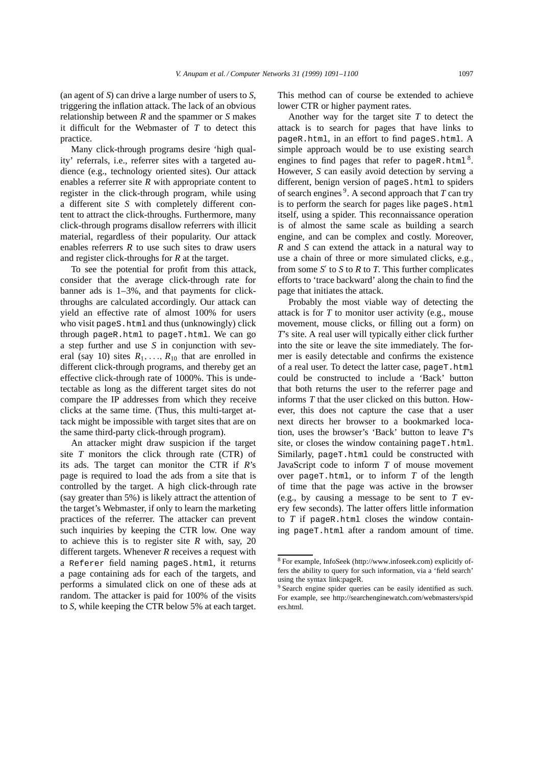(an agent of *S*) can drive a large number of users to *S*, triggering the inflation attack. The lack of an obvious relationship between *R* and the spammer or *S* makes it difficult for the Webmaster of *T* to detect this practice.

Many click-through programs desire 'high quality' referrals, i.e., referrer sites with a targeted audience (e.g., technology oriented sites). Our attack enables a referrer site *R* with appropriate content to register in the click-through program, while using a different site *S* with completely different content to attract the click-throughs. Furthermore, many click-through programs disallow referrers with illicit material, regardless of their popularity. Our attack enables referrers *R* to use such sites to draw users and register click-throughs for *R* at the target.

To see the potential for profit from this attack, consider that the average click-through rate for banner ads is 1–3%, and that payments for click-throughs are calculated accordingly. Our attack can yield an effective rate of almost 100% for users who visit `pageS.html` and thus (unknowingly) click through `pageR.html` to `pageT.html`. We can go a step further and use *S* in conjunction with several (say 10) sites $R_1, \ldots, R_{10}$ that are enrolled in different click-through programs, and thereby get an effective click-through rate of 1000%. This is undetectable as long as the different target sites do not compare the IP addresses from which they receive clicks at the same time. (Thus, this multi-target attack might be impossible with target sites that are on the same third-party click-through program).

An attacker might draw suspicion if the target site *T* monitors the click through rate (CTR) of its ads. The target can monitor the CTR if *R*'s page is required to load the ads from a site that is controlled by the target. A high click-through rate (say greater than 5%) is likely attract the attention of the target's Webmaster, if only to learn the marketing practices of the referrer. The attacker can prevent such inquiries by keeping the CTR low. One way to achieve this is to register site *R* with, say, 20 different targets. Whenever *R* receives a request with a `Referer` field naming `pageS.html`, it returns a page containing ads for each of the targets, and performs a simulated click on one of these ads at random. The attacker is paid for 100% of the visits to *S*, while keeping the CTR below 5% at each target. This method can of course be extended to achieve lower CTR or higher payment rates.

Another way for the target site *T* to detect the attack is to search for pages that have links to `pageR.html`, in an effort to find `pageS.html`. A simple approach would be to use existing search engines to find pages that refer to `pageR.html` [8]. However, *S* can easily avoid detection by serving a different, benign version of `pageS.html` to spiders of search engines [9]. A second approach that *T* can try is to perform the search for pages like `pageS.html` itself, using a spider. This reconnaissance operation is of almost the same scale as building a search engine, and can be complex and costly. Moreover, *R* and *S* can extend the attack in a natural way to use a chain of three or more simulated clicks, e.g., from some $S'$ to *S* to *R* to *T*. This further complicates efforts to 'trace backward' along the chain to find the page that initiates the attack.

Probably the most viable way of detecting the attack is for *T* to monitor user activity (e.g., mouse movement, mouse clicks, or filling out a form) on *T*'s site. A real user will typically either click further into the site or leave the site immediately. The former is easily detectable and confirms the existence of a real user. To detect the latter case, `pageT.html` could be constructed to include a 'Back' button that both returns the user to the referrer page and informs *T* that the user clicked on this button. However, this does not capture the case that a user next directs her browser to a bookmarked location, uses the browser's 'Back' button to leave *T*'s site, or closes the window containing `pageT.html`. Similarly, `pageT.html` could be constructed with JavaScript code to inform *T* of mouse movement over `pageT.html`, or to inform *T* of the length of time that the page was active in the browser (e.g., by causing a message to be sent to *T* every few seconds). The latter offers little information to *T* if `pageR.html` closes the window containing `pageT.html` after a random amount of time.

[8] For example, InfoSeek (http://www.infoseek.com) explicitly offers the ability to query for such information, via a 'field search' using the syntax link:pageR.

[9] Search engine spider queries can be easily identified as such. For example, see http://searchenginewatch.com/webmasters/spiders.html.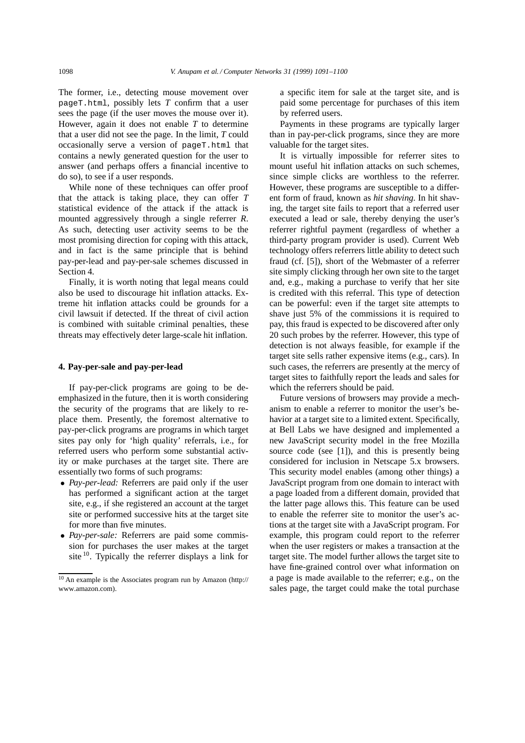The former, i.e., detecting mouse movement over `pageT.html`, possibly lets *T* confirm that a user sees the page (if the user moves the mouse over it). However, again it does not enable *T* to determine that a user did not see the page. In the limit, *T* could occasionally serve a version of `pageT.html` that contains a newly generated question for the user to answer (and perhaps offers a financial incentive to do so), to see if a user responds.

While none of these techniques can offer proof that the attack is taking place, they can offer *T* statistical evidence of the attack if the attack is mounted aggressively through a single referrer *R*. As such, detecting user activity seems to be the most promising direction for coping with this attack, and in fact is the same principle that is behind pay-per-lead and pay-per-sale schemes discussed in Section 4.

Finally, it is worth noting that legal means could also be used to discourage hit inflation attacks. Extreme hit inflation attacks could be grounds for a civil lawsuit if detected. If the threat of civil action is combined with suitable criminal penalties, these threats may effectively deter large-scale hit inflation.

## 4. Pay-per-sale and pay-per-lead

If pay-per-click programs are going to be de-emphasized in the future, then it is worth considering the security of the programs that are likely to replace them. Presently, the foremost alternative to pay-per-click programs are programs in which target sites pay only for 'high quality' referrals, i.e., for referred users who perform some substantial activity or make purchases at the target site. There are essentially two forms of such programs:

- *Pay-per-lead:* Referrers are paid only if the user has performed a significant action at the target site, e.g., if she registered an account at the target site or performed successive hits at the target site for more than five minutes.
- *Pay-per-sale:* Referrers are paid some commission for purchases the user makes at the target site [10]. Typically the referrer displays a link for a specific item for sale at the target site, and is paid some percentage for purchases of this item by referred users.

Payments in these programs are typically larger than in pay-per-click programs, since they are more valuable for the target sites.

It is virtually impossible for referrer sites to mount useful hit inflation attacks on such schemes, since simple clicks are worthless to the referrer. However, these programs are susceptible to a different form of fraud, known as *hit shaving*. In hit shaving, the target site fails to report that a referred user executed a lead or sale, thereby denying the user's referrer rightful payment (regardless of whether a third-party program provider is used). Current Web technology offers referrers little ability to detect such fraud (cf. [5]), short of the Webmaster of a referrer site simply clicking through her own site to the target and, e.g., making a purchase to verify that her site is credited with this referral. This type of detection can be powerful: even if the target site attempts to shave just 5% of the commissions it is required to pay, this fraud is expected to be discovered after only 20 such probes by the referrer. However, this type of detection is not always feasible, for example if the target site sells rather expensive items (e.g., cars). In such cases, the referrers are presently at the mercy of target sites to faithfully report the leads and sales for which the referrers should be paid.

Future versions of browsers may provide a mechanism to enable a referrer to monitor the user's behavior at a target site to a limited extent. Specifically, at Bell Labs we have designed and implemented a new JavaScript security model in the free Mozilla source code (see [1]), and this is presently being considered for inclusion in Netscape 5.x browsers. This security model enables (among other things) a JavaScript program from one domain to interact with a page loaded from a different domain, provided that the latter page allows this. This feature can be used to enable the referrer site to monitor the user's actions at the target site with a JavaScript program. For example, this program could report to the referrer when the user registers or makes a transaction at the target site. The model further allows the target site to have fine-grained control over what information on a page is made available to the referrer; e.g., on the sales page, the target could make the total purchase

[10] An example is the Associates program run by Amazon (http://www.amazon.com).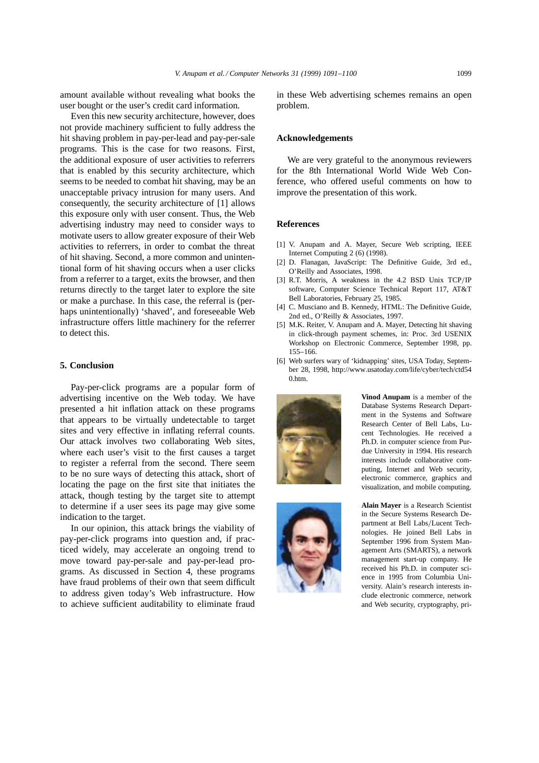amount available without revealing what books the user bought or the user's credit card information.

Even this new security architecture, however, does not provide machinery sufficient to fully address the hit shaving problem in pay-per-lead and pay-per-sale programs. This is the case for two reasons. First, the additional exposure of user activities to referrers that is enabled by this security architecture, which seems to be needed to combat hit shaving, may be an unacceptable privacy intrusion for many users. And consequently, the security architecture of [1] allows this exposure only with user consent. Thus, the Web advertising industry may need to consider ways to motivate users to allow greater exposure of their Web activities to referrers, in order to combat the threat of hit shaving. Second, a more common and unintentional form of hit shaving occurs when a user clicks from a referrer to a target, exits the browser, and then returns directly to the target later to explore the site or make a purchase. In this case, the referral is (perhaps unintentionally) 'shaved', and foreseeable Web infrastructure offers little machinery for the referrer to detect this.

## 5. Conclusion

Pay-per-click programs are a popular form of advertising incentive on the Web today. We have presented a hit inflation attack on these programs that appears to be virtually undetectable to target sites and very effective in inflating referral counts. Our attack involves two collaborating Web sites, where each user's visit to the first causes a target to register a referral from the second. There seem to be no sure ways of detecting this attack, short of locating the page on the first site that initiates the attack, though testing by the target site to attempt to determine if a user sees its page may give some indication to the target.

In our opinion, this attack brings the viability of pay-per-click programs into question and, if practiced widely, may accelerate an ongoing trend to move toward pay-per-sale and pay-per-lead programs. As discussed in Section 4, these programs have fraud problems of their own that seem difficult to address given today's Web infrastructure. How to achieve sufficient auditability to eliminate fraud in these Web advertising schemes remains an open problem.

## Acknowledgements

We are very grateful to the anonymous reviewers for the 8th International World Wide Web Conference, who offered useful comments on how to improve the presentation of this work.

## References

[1] V. Anupam and A. Mayer, Secure Web scripting, IEEE Internet Computing 2 (6) (1998).

[2] D. Flanagan, JavaScript: The Definitive Guide, 3rd ed., O'Reilly and Associates, 1998.

[3] R.T. Morris, A weakness in the 4.2 BSD Unix TCP/IP software, Computer Science Technical Report 117, AT&T Bell Laboratories, February 25, 1985.

[4] C. Musciano and B. Kennedy, HTML: The Definitive Guide, 2nd ed., O'Reilly & Associates, 1997.

[5] M.K. Reiter, V. Anupam and A. Mayer, Detecting hit shaving in click-through payment schemes, in: Proc. 3rd USENIX Workshop on Electronic Commerce, September 1998, pp. 155–166.

[6] Web surfers wary of 'kidnapping' sites, USA Today, September 28, 1998, http://www.usatoday.com/life/cyber/tech/ctd540.htm.

**Vinod Anupam** is a member of the Database Systems Research Department in the Systems and Software Research Center of Bell Labs, Lucent Technologies. He received a Ph.D. in computer science from Purdue University in 1994. His research interests include collaborative computing, Internet and Web security, electronic commerce, graphics and visualization, and mobile computing.

**Alain Mayer** is a Research Scientist in the Secure Systems Research Department at Bell Labs/Lucent Technologies. He joined Bell Labs in September 1996 from System Management Arts (SMARTS), a network management start-up company. He received his Ph.D. in computer science in 1995 from Columbia University. Alain's research interests include electronic commerce, network and Web security, cryptography, pri-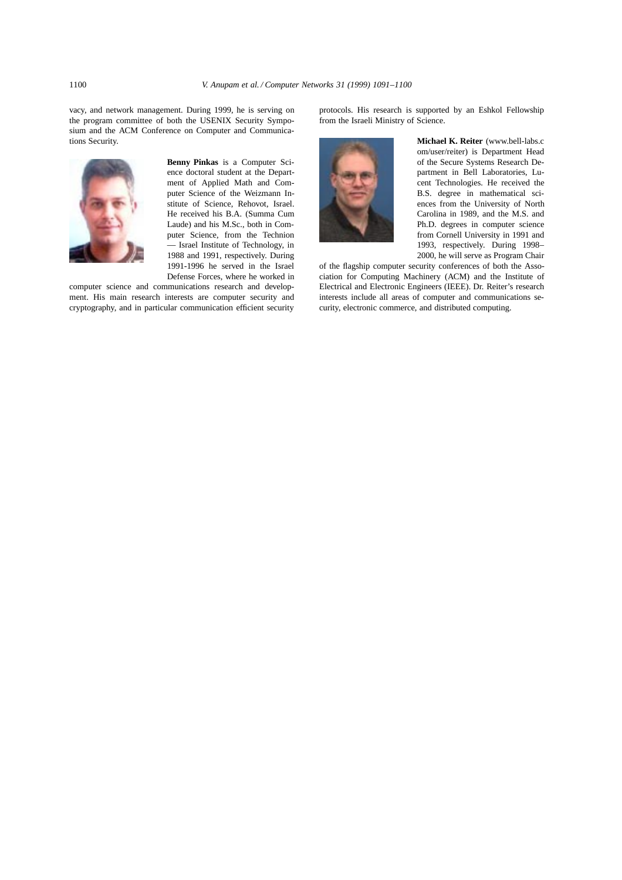vacy, and network management. During 1999, he is serving on the program committee of both the USENIX Security Symposium and the ACM Conference on Computer and Communications Security.

**Benny Pinkas** is a Computer Science doctoral student at the Department of Applied Math and Computer Science of the Weizmann Institute of Science, Rehovot, Israel. He received his B.A. (Summa Cum Laude) and his M.Sc., both in Computer Science, from the Technion — Israel Institute of Technology, in 1988 and 1991, respectively. During 1991-1996 he served in the Israel Defense Forces, where he worked in computer science and communications research and development. His main research interests are computer security and cryptography, and in particular communication efficient security protocols. His research is supported by an Eshkol Fellowship from the Israeli Ministry of Science.

**Michael K. Reiter** (www.bell-labs.com/user/reiter) is Department Head of the Secure Systems Research Department in Bell Laboratories, Lucent Technologies. He received the B.S. degree in mathematical sciences from the University of North Carolina in 1989, and the M.S. and Ph.D. degrees in computer science from Cornell University in 1991 and 1993, respectively. During 1998–2000, he will serve as Program Chair of the flagship computer security conferences of both the Association for Computing Machinery (ACM) and the Institute of Electrical and Electronic Engineers (IEEE). Dr. Reiter's research interests include all areas of computer and communications security, electronic commerce, and distributed computing.